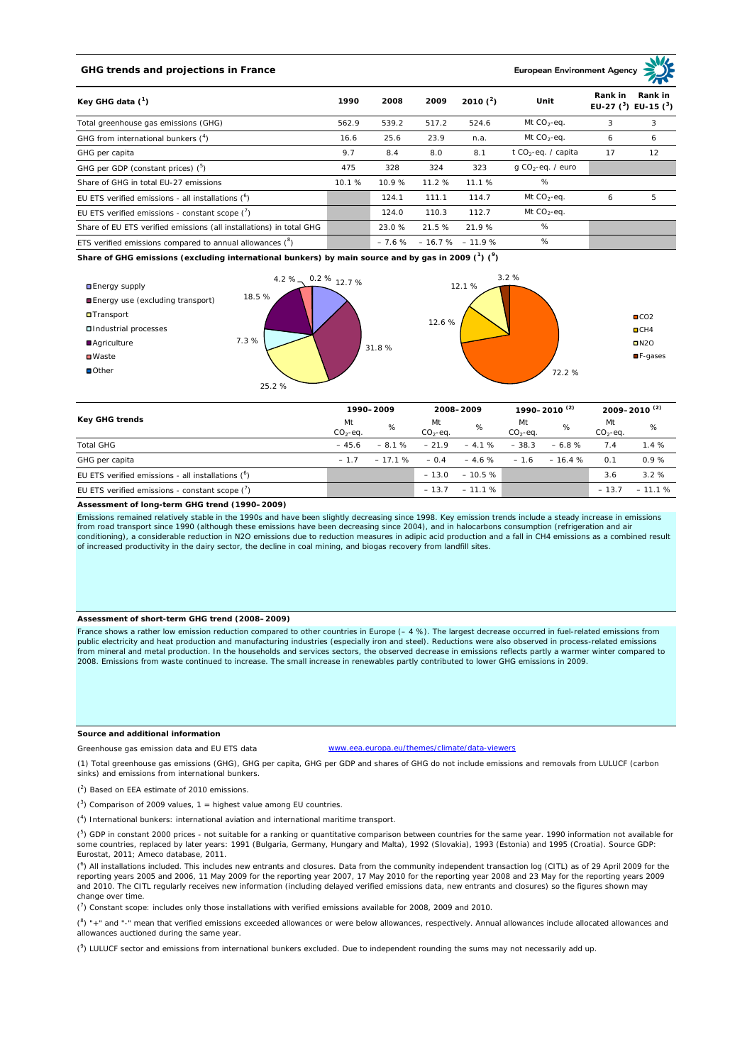## GHG trends and projections in France

European Environment Agency

| Key GHG data [1] | 1990 | 2008 | 2009 | 2010 [2] | Unit | Rank in EU-27 [3] | Rank in EU-15 [3] |
|---|---|---|---|---|---|---|---|
| Total greenhouse gas emissions (GHG) | 562.9 | 539.2 | 517.2 | 524.6 | Mt $CO_2$-eq. | 3 | 3 |
| GHG from international bunkers [4] | 16.6 | 25.6 | 23.9 | n.a. | Mt $CO_2$-eq. | 6 | 6 |
| GHG per capita | 9.7 | 8.4 | 8.0 | 8.1 | t $CO_2$-eq. / capita | 17 | 12 |
| GHG per GDP (constant prices) [5] | 475 | 328 | 324 | 323 | g $CO_2$-eq. / euro | | |
| Share of GHG in total EU-27 emissions | 10.1 % | 10.9 % | 11.2 % | 11.1 % | % | | |
| EU ETS verified emissions - all installations [6] | | 124.1 | 111.1 | 114.7 | Mt $CO_2$-eq. | 6 | 5 |
| EU ETS verified emissions - constant scope [7] | | 124.0 | 110.3 | 112.7 | Mt $CO_2$-eq. | | |
| Share of EU ETS verified emissions (all installations) in total GHG | | 23.0 % | 21.5 % | 21.9 % | % | | |
| ETS verified emissions compared to annual allowances [8] | | – 7.6 % | – 16.7 % | – 11.9 % | % | | |

**Share of GHG emissions (excluding international bunkers) by main source and by gas in 2009 [1] [9]**

By main source: Energy supply 12.7 %; Energy use (excluding transport) 31.8 %; Transport 25.2 %; Industrial processes 7.3 %; Agriculture 18.5 %; Waste 4.2 %; Other 0.2 %

By gas: CO2 72.2 %; CH4 12.6 %; N2O 12.1 %; F-gases 3.2 %

| Key GHG trends | 1990–2009 | | 2008–2009 | | 1990–2010 [2] | | 2009–2010 [2] | |
|---|---|---|---|---|---|---|---|---|
| | Mt $CO_2$-eq. | % | Mt $CO_2$-eq. | % | Mt $CO_2$-eq. | % | Mt $CO_2$-eq. | % |
| Total GHG | – 45.6 | – 8.1 % | – 21.9 | – 4.1 % | – 38.3 | – 6.8 % | 7.4 | 1.4 % |
| GHG per capita | – 1.7 | – 17.1 % | – 0.4 | – 4.6 % | – 1.6 | – 16.4 % | 0.1 | 0.9 % |
| EU ETS verified emissions - all installations [6] | | | – 13.0 | – 10.5 % | | | 3.6 | 3.2 % |
| EU ETS verified emissions - constant scope [7] | | | – 13.7 | – 11.1 % | | | – 13.7 | – 11.1 % |

### Assessment of long-term GHG trend (1990–2009)

Emissions remained relatively stable in the 1990s and have been slightly decreasing since 1998. Key emission trends include a steady increase in emissions from road transport since 1990 (although these emissions have been decreasing since 2004), and in halocarbons consumption (refrigeration and air conditioning), a considerable reduction in N2O emissions due to reduction measures in adipic acid production and a fall in CH4 emissions as a combined result of increased productivity in the dairy sector, the decline in coal mining, and biogas recovery from landfill sites.

### Assessment of short-term GHG trend (2008–2009)

France shows a rather low emission reduction compared to other countries in Europe (– 4 %). The largest decrease occurred in fuel-related emissions from public electricity and heat production and manufacturing industries (especially iron and steel). Reductions were also observed in process-related emissions from mineral and metal production. In the households and services sectors, the observed decrease in emissions reflects partly a warmer winter compared to 2008. Emissions from waste continued to increase. The small increase in renewables partly contributed to lower GHG emissions in 2009.

### Source and additional information

Greenhouse gas emission data and EU ETS data www.eea.europa.eu/themes/climate/data-viewers

(1) Total greenhouse gas emissions (GHG), GHG per capita, GHG per GDP and shares of GHG do not include emissions and removals from LULUCF (carbon sinks) and emissions from international bunkers.

(2) Based on EEA estimate of 2010 emissions.

(3) Comparison of 2009 values, 1 = highest value among EU countries.

(4) International bunkers: international aviation and international maritime transport.

(5) GDP in constant 2000 prices - not suitable for a ranking or quantitative comparison between countries for the same year. 1990 information not available for some countries, replaced by later years: 1991 (Bulgaria, Germany, Hungary and Malta), 1992 (Slovakia), 1993 (Estonia) and 1995 (Croatia). Source GDP: Eurostat, 2011; Ameco database, 2011.

(6) All installations included. This includes new entrants and closures. Data from the community independent transaction log (CITL) as of 29 April 2009 for the reporting years 2005 and 2006, 11 May 2009 for the reporting year 2007, 17 May 2010 for the reporting year 2008 and 23 May for the reporting years 2009 and 2010. The CITL regularly receives new information (including delayed verified emissions data, new entrants and closures) so the figures shown may change over time.

(7) Constant scope: includes only those installations with verified emissions available for 2008, 2009 and 2010.

(8) "+" and "-" mean that verified emissions exceeded allowances or were below allowances, respectively. Annual allowances include allocated allowances and allowances auctioned during the same year.

(9) LULUCF sector and emissions from international bunkers excluded. Due to independent rounding the sums may not necessarily add up.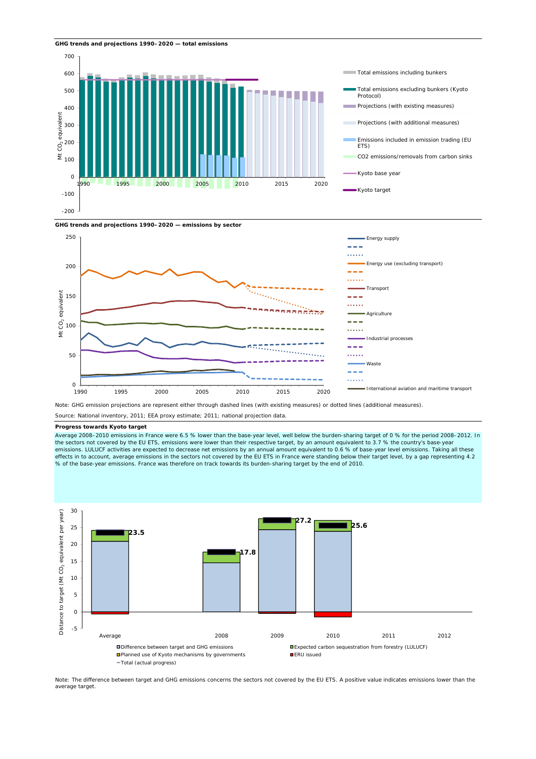**GHG trends and projections 1990–2020 — total emissions**

700
600
500
400
300
200
100
0
-100
-200

Mt $CO_2$ equivalent

1990 1995 2000 2005 2010 2015 2020

Total emissions including bunkers
Total emissions excluding bunkers (Kyoto Protocol)
Projections (with existing measures)
Projections (with additional measures)
Emissions included in emission trading (EU ETS)
CO2 emissions/removals from carbon sinks
Kyoto base year
Kyoto target

**GHG trends and projections 1990–2020 — emissions by sector**

250
200
150
100
50
0

Mt $CO_2$ equivalent

1990 1995 2000 2005 2010 2015 2020

Energy supply
Energy use (excluding transport)
Transport
Agriculture
Industrial processes
Waste
International aviation and maritime transport

Note: GHG emission projections are represent either through dashed lines (with existing measures) or dotted lines (additional measures).

Source: National inventory, 2011; EEA proxy estimate; 2011; national projection data.

**Progress towards Kyoto target**

Average 2008–2010 emissions in France were 6.5 % lower than the base-year level, well below the burden-sharing target of 0 % for the period 2008–2012. In the sectors not covered by the EU ETS, emissions were lower than their respective target, by an amount equivalent to 3.7 % the country's base-year emissions. LULUCF activities are expected to decrease net emissions by an annual amount equivalent to 0.6 % of base-year level emissions. Taking all these effects in to account, average emissions in the sectors not covered by the EU ETS in France were standing below their target level, by a gap representing 4.2 % of the base-year emissions. France was therefore on track towards its burden-sharing target by the end of 2010.

30
25
20
15
10
5
0
-5

Distance to target (Mt $CO_2$ equivalent per year)

23.5
17.8
27.2
25.6

Average 2008 2009 2010 2011 2012

Difference between target and GHG emissions
Expected carbon sequestration from forestry (LULUCF)
Planned use of Kyoto mechanisms by governments
ERU issued
Total (actual progress)

Note: The difference between target and GHG emissions concerns the sectors not covered by the EU ETS. A positive value indicates emissions lower than the average target.